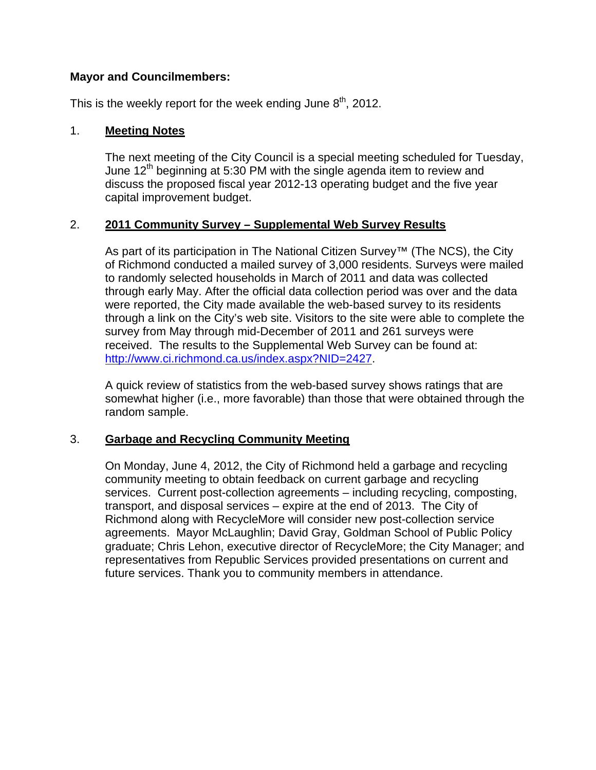**Mayor and Councilmembers:**

This is the weekly report for the week ending June 8th, 2012.

1. **Meeting Notes**

   The next meeting of the City Council is a special meeting scheduled for Tuesday, June 12th beginning at 5:30 PM with the single agenda item to review and discuss the proposed fiscal year 2012-13 operating budget and the five year capital improvement budget.

2. **2011 Community Survey – Supplemental Web Survey Results**

   As part of its participation in The National Citizen Survey™ (The NCS), the City of Richmond conducted a mailed survey of 3,000 residents. Surveys were mailed to randomly selected households in March of 2011 and data was collected through early May. After the official data collection period was over and the data were reported, the City made available the web-based survey to its residents through a link on the City's web site. Visitors to the site were able to complete the survey from May through mid-December of 2011 and 261 surveys were received. The results to the Supplemental Web Survey can be found at: [http://www.ci.richmond.ca.us/index.aspx?NID=2427](http://www.ci.richmond.ca.us/index.aspx?NID=2427).

   A quick review of statistics from the web-based survey shows ratings that are somewhat higher (i.e., more favorable) than those that were obtained through the random sample.

3. **Garbage and Recycling Community Meeting**

   On Monday, June 4, 2012, the City of Richmond held a garbage and recycling community meeting to obtain feedback on current garbage and recycling services. Current post-collection agreements – including recycling, composting, transport, and disposal services – expire at the end of 2013. The City of Richmond along with RecycleMore will consider new post-collection service agreements. Mayor McLaughlin; David Gray, Goldman School of Public Policy graduate; Chris Lehon, executive director of RecycleMore; the City Manager; and representatives from Republic Services provided presentations on current and future services. Thank you to community members in attendance.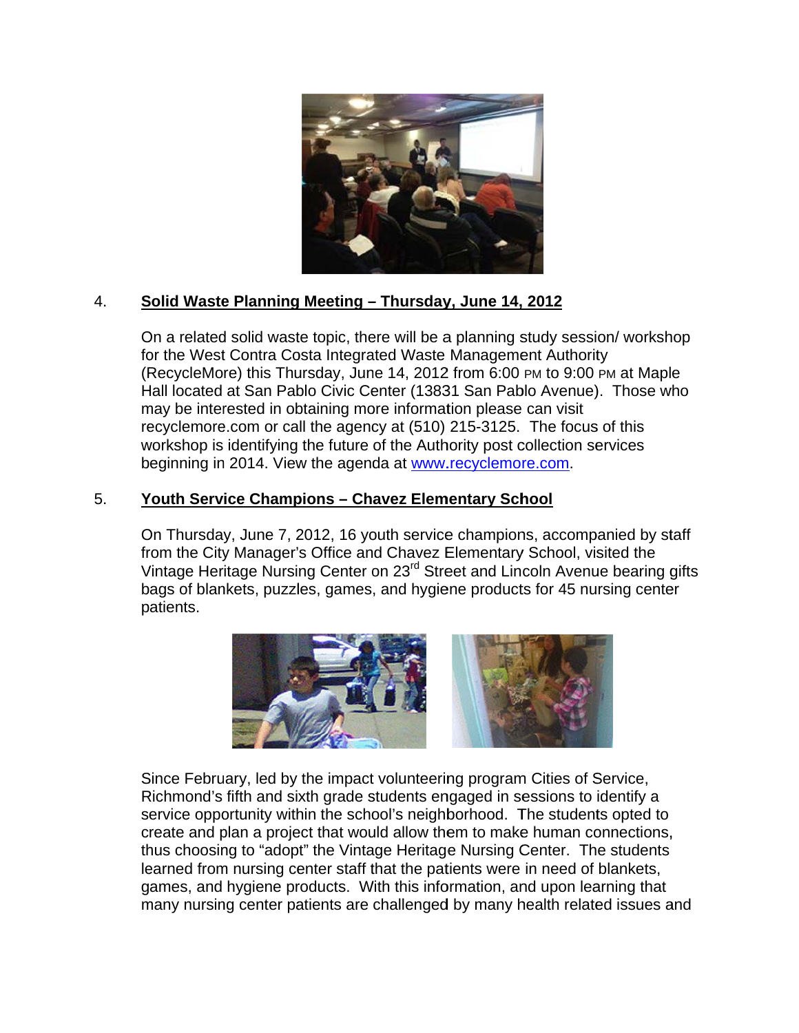4. **Solid Waste Planning Meeting – Thursday, June 14, 2012**

On a related solid waste topic, there will be a planning study session/ workshop for the West Contra Costa Integrated Waste Management Authority (RecycleMore) this Thursday, June 14, 2012 from 6:00 PM to 9:00 PM at Maple Hall located at San Pablo Civic Center (13831 San Pablo Avenue). Those who may be interested in obtaining more information please can visit recyclemore.com or call the agency at (510) 215-3125. The focus of this workshop is identifying the future of the Authority post collection services beginning in 2014. View the agenda at www.recyclemore.com.

5. **Youth Service Champions – Chavez Elementary School**

On Thursday, June 7, 2012, 16 youth service champions, accompanied by staff from the City Manager's Office and Chavez Elementary School, visited the Vintage Heritage Nursing Center on 23rd Street and Lincoln Avenue bearing gifts bags of blankets, puzzles, games, and hygiene products for 45 nursing center patients.

Since February, led by the impact volunteering program Cities of Service, Richmond's fifth and sixth grade students engaged in sessions to identify a service opportunity within the school's neighborhood. The students opted to create and plan a project that would allow them to make human connections, thus choosing to "adopt" the Vintage Heritage Nursing Center. The students learned from nursing center staff that the patients were in need of blankets, games, and hygiene products. With this information, and upon learning that many nursing center patients are challenged by many health related issues and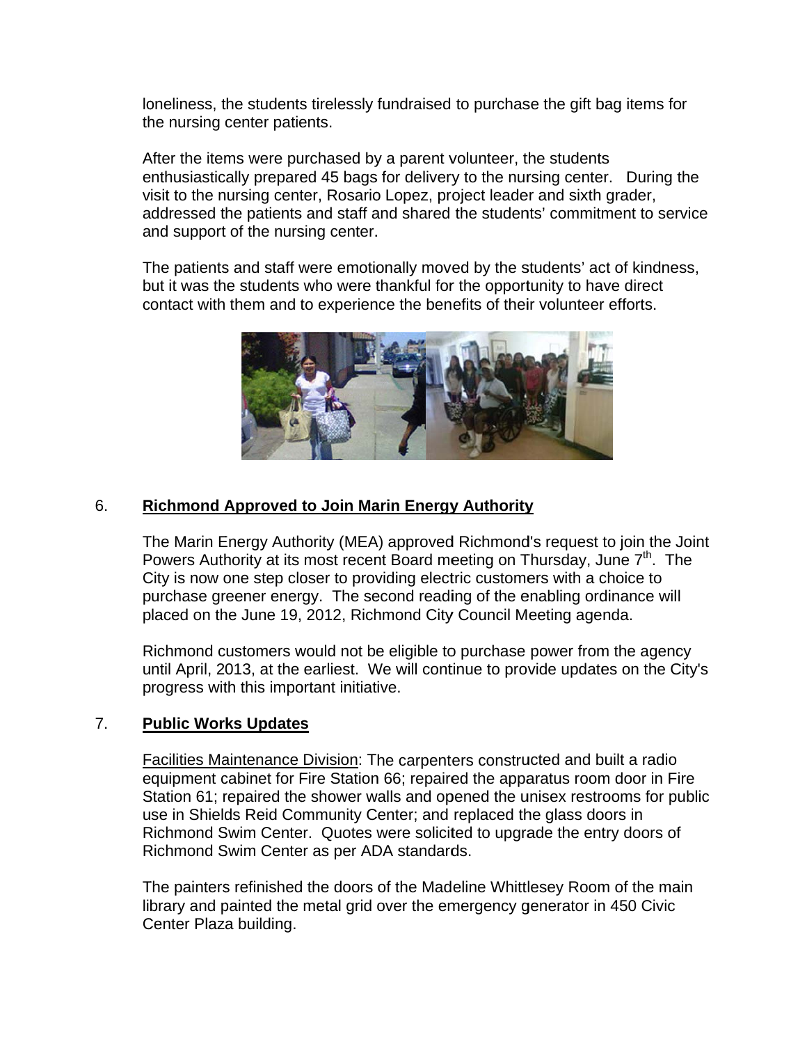loneliness, the students tirelessly fundraised to purchase the gift bag items for the nursing center patients.

After the items were purchased by a parent volunteer, the students enthusiastically prepared 45 bags for delivery to the nursing center. During the visit to the nursing center, Rosario Lopez, project leader and sixth grader, addressed the patients and staff and shared the students' commitment to service and support of the nursing center.

The patients and staff were emotionally moved by the students' act of kindness, but it was the students who were thankful for the opportunity to have direct contact with them and to experience the benefits of their volunteer efforts.

6. **Richmond Approved to Join Marin Energy Authority**

The Marin Energy Authority (MEA) approved Richmond's request to join the Joint Powers Authority at its most recent Board meeting on Thursday, June 7th. The City is now one step closer to providing electric customers with a choice to purchase greener energy. The second reading of the enabling ordinance will placed on the June 19, 2012, Richmond City Council Meeting agenda.

Richmond customers would not be eligible to purchase power from the agency until April, 2013, at the earliest. We will continue to provide updates on the City's progress with this important initiative.

7. **Public Works Updates**

Facilities Maintenance Division: The carpenters constructed and built a radio equipment cabinet for Fire Station 66; repaired the apparatus room door in Fire Station 61; repaired the shower walls and opened the unisex restrooms for public use in Shields Reid Community Center; and replaced the glass doors in Richmond Swim Center. Quotes were solicited to upgrade the entry doors of Richmond Swim Center as per ADA standards.

The painters refinished the doors of the Madeline Whittlesey Room of the main library and painted the metal grid over the emergency generator in 450 Civic Center Plaza building.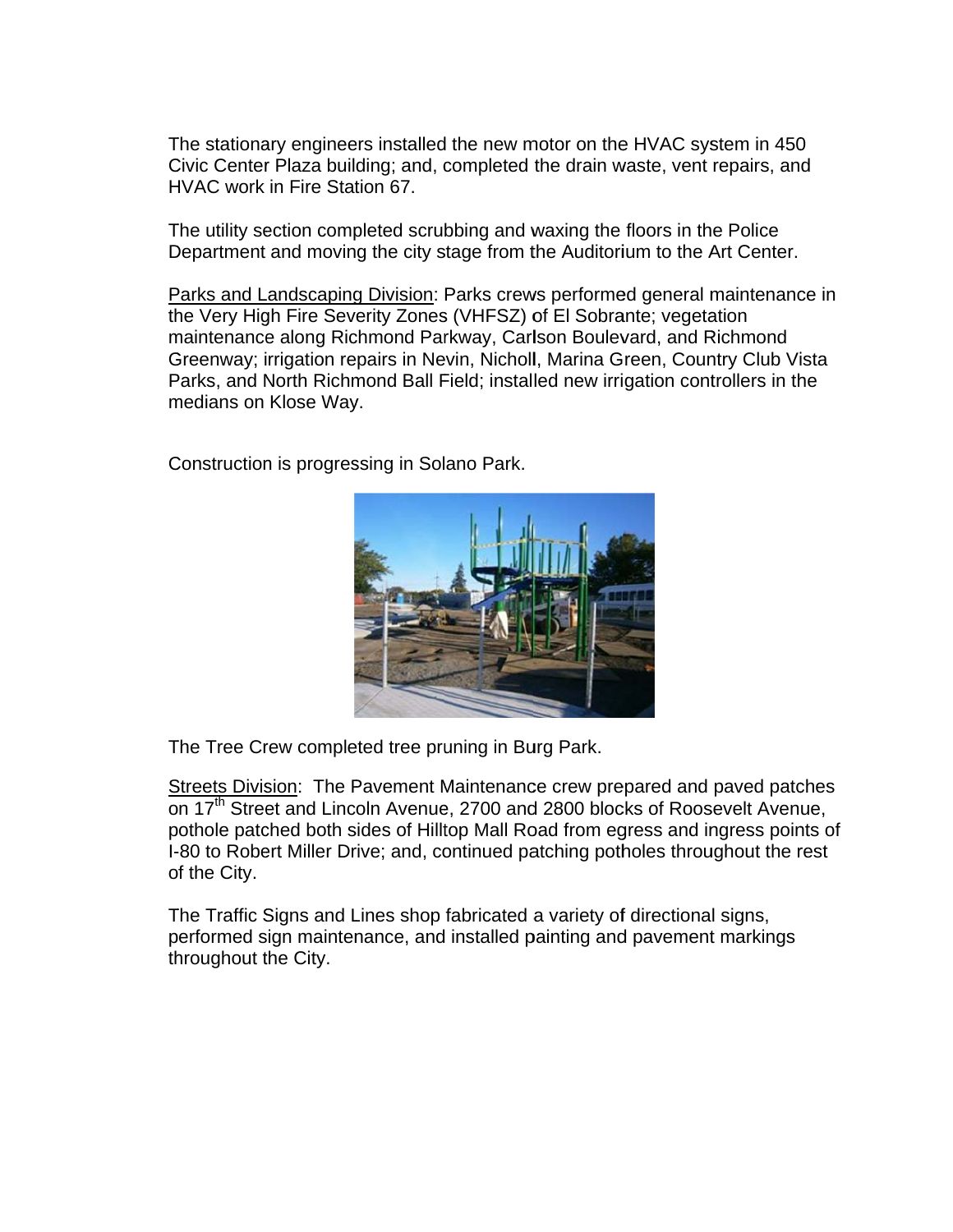The stationary engineers installed the new motor on the HVAC system in 450 Civic Center Plaza building; and, completed the drain waste, vent repairs, and HVAC work in Fire Station 67.

The utility section completed scrubbing and waxing the floors in the Police Department and moving the city stage from the Auditorium to the Art Center.

Parks and Landscaping Division: Parks crews performed general maintenance in the Very High Fire Severity Zones (VHFSZ) of El Sobrante; vegetation maintenance along Richmond Parkway, Carlson Boulevard, and Richmond Greenway; irrigation repairs in Nevin, Nicholl, Marina Green, Country Club Vista Parks, and North Richmond Ball Field; installed new irrigation controllers in the medians on Klose Way.

Construction is progressing in Solano Park.

The Tree Crew completed tree pruning in Burg Park.

Streets Division: The Pavement Maintenance crew prepared and paved patches on 17th Street and Lincoln Avenue, 2700 and 2800 blocks of Roosevelt Avenue, pothole patched both sides of Hilltop Mall Road from egress and ingress points of I-80 to Robert Miller Drive; and, continued patching potholes throughout the rest of the City.

The Traffic Signs and Lines shop fabricated a variety of directional signs, performed sign maintenance, and installed painting and pavement markings throughout the City.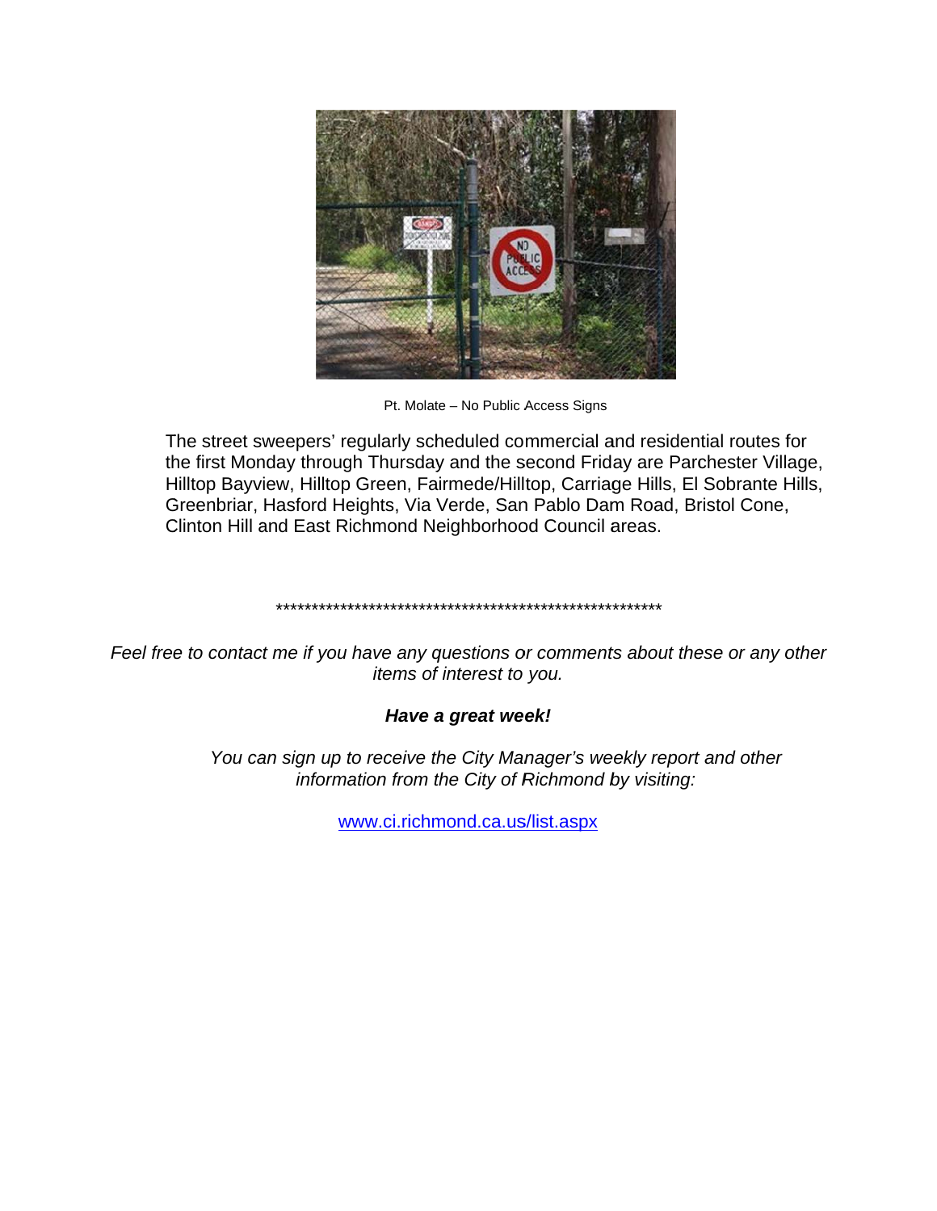Pt. Molate – No Public Access Signs

The street sweepers' regularly scheduled commercial and residential routes for the first Monday through Thursday and the second Friday are Parchester Village, Hilltop Bayview, Hilltop Green, Fairmede/Hilltop, Carriage Hills, El Sobrante Hills, Greenbriar, Hasford Heights, Via Verde, San Pablo Dam Road, Bristol Cone, Clinton Hill and East Richmond Neighborhood Council areas.

********************************************************

*Feel free to contact me if you have any questions or comments about these or any other items of interest to you.*

***Have a great week!***

*You can sign up to receive the City Manager's weekly report and other information from the City of Richmond by visiting:*

[www.ci.richmond.ca.us/list.aspx](http://www.ci.richmond.ca.us/list.aspx)